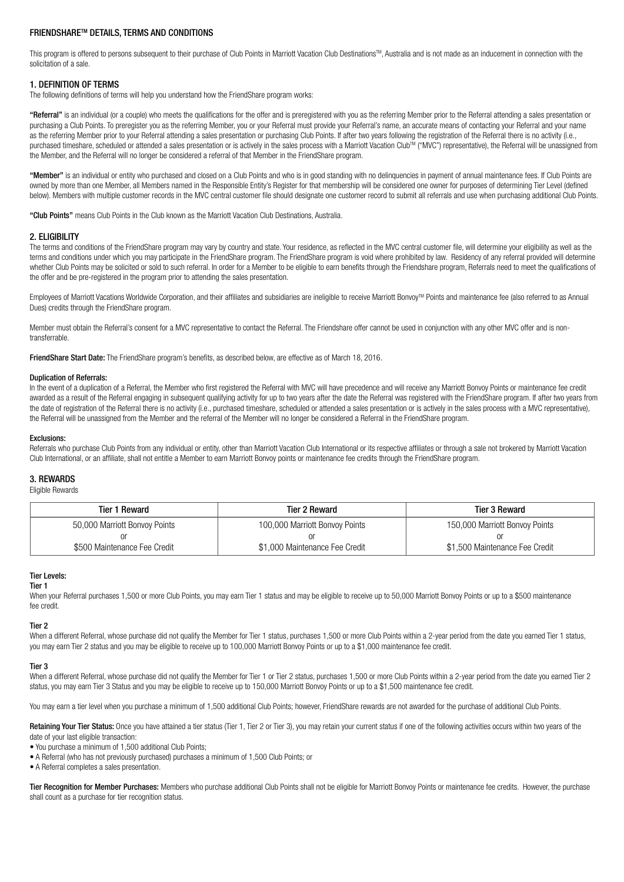## FRIENDSHARE™ DETAILS, TERMS AND CONDITIONS

This program is offered to persons subsequent to their purchase of Club Points in Marriott Vacation Club Destinations™, Australia and is not made as an inducement in connection with the solicitation of a sale.

### 1. DEFINITION OF TERMS

The following definitions of terms will help you understand how the FriendShare program works:

**"Referral"** is an individual (or a couple) who meets the qualifications for the offer and is preregistered with you as the referring Member prior to the Referral attending a sales presentation or purchasing a Club Points. To preregister you as the referring Member, you or your Referral must provide your Referral's name, an accurate means of contacting your Referral and your name as the referring Member prior to your Referral attending a sales presentation or purchasing Club Points. If after two years following the registration of the Referral there is no activity (i.e., purchased timeshare, scheduled or attended a sales presentation or is actively in the sales process with a Marriott Vacation Club™ ("MVC") representative), the Referral will be unassigned from the Member, and the Referral will no longer be considered a referral of that Member in the FriendShare program.

**"Member"** is an individual or entity who purchased and closed on a Club Points and who is in good standing with no delinquencies in payment of annual maintenance fees. If Club Points are owned by more than one Member, all Members named in the Responsible Entity's Register for that membership will be considered one owner for purposes of determining Tier Level (defined below). Members with multiple customer records in the MVC central customer file should designate one customer record to submit all referrals and use when purchasing additional Club Points.

**"Club Points"** means Club Points in the Club known as the Marriott Vacation Club Destinations, Australia.

### 2. ELIGIBILITY

The terms and conditions of the FriendShare program may vary by country and state. Your residence, as reflected in the MVC central customer file, will determine your eligibility as well as the terms and conditions under which you may participate in the FriendShare program. The FriendShare program is void where prohibited by law. Residency of any referral provided will determine whether Club Points may be solicited or sold to such referral. In order for a Member to be eligible to earn benefits through the Friendshare program, Referrals need to meet the qualifications of the offer and be pre-registered in the program prior to attending the sales presentation.

Employees of Marriott Vacations Worldwide Corporation, and their affiliates and subsidiaries are ineligible to receive Marriott Bonvoy™ Points and maintenance fee (also referred to as Annual Dues) credits through the FriendShare program.

Member must obtain the Referral's consent for a MVC representative to contact the Referral. The Friendshare offer cannot be used in conjunction with any other MVC offer and is non-transferrable.

**FriendShare Start Date:** The FriendShare program's benefits, as described below, are effective as of March 18, 2016.

**Duplication of Referrals:**

In the event of a duplication of a Referral, the Member who first registered the Referral with MVC will have precedence and will receive any Marriott Bonvoy Points or maintenance fee credit awarded as a result of the Referral engaging in subsequent qualifying activity for up to two years after the date the Referral was registered with the FriendShare program. If after two years from the date of registration of the Referral there is no activity (i.e., purchased timeshare, scheduled or attended a sales presentation or is actively in the sales process with a MVC representative), the Referral will be unassigned from the Member and the referral of the Member will no longer be considered a Referral in the FriendShare program.

**Exclusions:**

Referrals who purchase Club Points from any individual or entity, other than Marriott Vacation Club International or its respective affiliates or through a sale not brokered by Marriott Vacation Club International, or an affiliate, shall not entitle a Member to earn Marriott Bonvoy points or maintenance fee credits through the FriendShare program.

### 3. REWARDS

Eligible Rewards

| Tier 1 Reward | Tier 2 Reward | Tier 3 Reward |
|---|---|---|
| 50,000 Marriott Bonvoy Points<br>or<br>$500 Maintenance Fee Credit | 100,000 Marriott Bonvoy Points<br>or<br>$1,000 Maintenance Fee Credit | 150,000 Marriott Bonvoy Points<br>or<br>$1,500 Maintenance Fee Credit |

**Tier Levels:**

**Tier 1**

When your Referral purchases 1,500 or more Club Points, you may earn Tier 1 status and may be eligible to receive up to 50,000 Marriott Bonvoy Points or up to a $500 maintenance fee credit.

**Tier 2**

When a different Referral, whose purchase did not qualify the Member for Tier 1 status, purchases 1,500 or more Club Points within a 2-year period from the date you earned Tier 1 status, you may earn Tier 2 status and you may be eligible to receive up to 100,000 Marriott Bonvoy Points or up to a $1,000 maintenance fee credit.

**Tier 3**

When a different Referral, whose purchase did not qualify the Member for Tier 1 or Tier 2 status, purchases 1,500 or more Club Points within a 2-year period from the date you earned Tier 2 status, you may earn Tier 3 Status and you may be eligible to receive up to 150,000 Marriott Bonvoy Points or up to a $1,500 maintenance fee credit.

You may earn a tier level when you purchase a minimum of 1,500 additional Club Points; however, FriendShare rewards are not awarded for the purchase of additional Club Points.

**Retaining Your Tier Status:** Once you have attained a tier status (Tier 1, Tier 2 or Tier 3), you may retain your current status if one of the following activities occurs within two years of the date of your last eligible transaction:

- You purchase a minimum of 1,500 additional Club Points;
- A Referral (who has not previously purchased) purchases a minimum of 1,500 Club Points; or
- A Referral completes a sales presentation.

**Tier Recognition for Member Purchases:** Members who purchase additional Club Points shall not be eligible for Marriott Bonvoy Points or maintenance fee credits. However, the purchase shall count as a purchase for tier recognition status.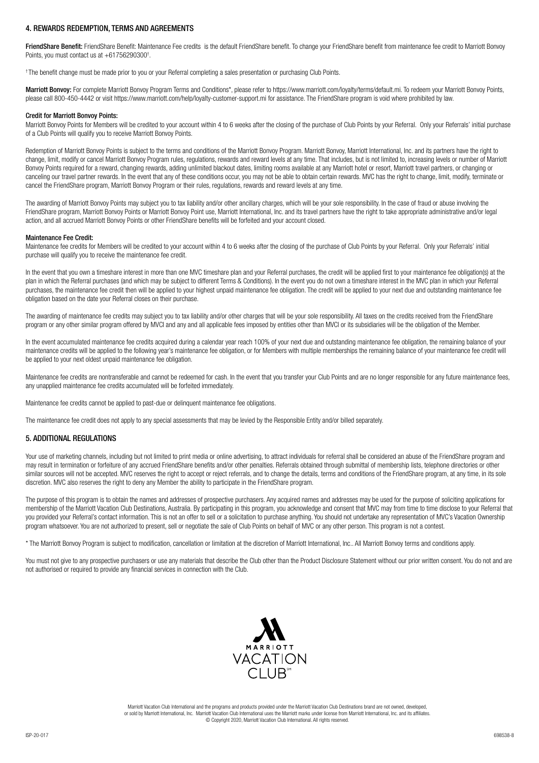## 4. REWARDS REDEMPTION, TERMS AND AGREEMENTS

**FriendShare Benefit:** FriendShare Benefit: Maintenance Fee credits is the default FriendShare benefit. To change your FriendShare benefit from maintenance fee credit to Marriott Bonvoy Points, you must contact us at +61756290300[†].

[†] The benefit change must be made prior to you or your Referral completing a sales presentation or purchasing Club Points.

**Marriott Bonvoy:** For complete Marriott Bonvoy Program Terms and Conditions*, please refer to https://www.marriott.com/loyalty/terms/default.mi. To redeem your Marriott Bonvoy Points, please call 800-450-4442 or visit https://www.marriott.com/help/loyalty-customer-support.mi for assistance. The FriendShare program is void where prohibited by law.

#### Credit for Marriott Bonvoy Points:

Marriott Bonvoy Points for Members will be credited to your account within 4 to 6 weeks after the closing of the purchase of Club Points by your Referral. Only your Referrals' initial purchase of a Club Points will qualify you to receive Marriott Bonvoy Points.

Redemption of Marriott Bonvoy Points is subject to the terms and conditions of the Marriott Bonvoy Program. Marriott Bonvoy, Marriott International, Inc. and its partners have the right to change, limit, modify or cancel Marriott Bonvoy Program rules, regulations, rewards and reward levels at any time. That includes, but is not limited to, increasing levels or number of Marriott Bonvoy Points required for a reward, changing rewards, adding unlimited blackout dates, limiting rooms available at any Marriott hotel or resort, Marriott travel partners, or changing or canceling our travel partner rewards. In the event that any of these conditions occur, you may not be able to obtain certain rewards. MVC has the right to change, limit, modify, terminate or cancel the FriendShare program, Marriott Bonvoy Program or their rules, regulations, rewards and reward levels at any time.

The awarding of Marriott Bonvoy Points may subject you to tax liability and/or other ancillary charges, which will be your sole responsibility. In the case of fraud or abuse involving the FriendShare program, Marriott Bonvoy Points or Marriott Bonvoy Point use, Marriott International, Inc. and its travel partners have the right to take appropriate administrative and/or legal action, and all accrued Marriott Bonvoy Points or other FriendShare benefits will be forfeited and your account closed.

#### Maintenance Fee Credit:

Maintenance fee credits for Members will be credited to your account within 4 to 6 weeks after the closing of the purchase of Club Points by your Referral. Only your Referrals' initial purchase will qualify you to receive the maintenance fee credit.

In the event that you own a timeshare interest in more than one MVC timeshare plan and your Referral purchases, the credit will be applied first to your maintenance fee obligation(s) at the plan in which the Referral purchases (and which may be subject to different Terms & Conditions). In the event you do not own a timeshare interest in the MVC plan in which your Referral purchases, the maintenance fee credit then will be applied to your highest unpaid maintenance fee obligation. The credit will be applied to your next due and outstanding maintenance fee obligation based on the date your Referral closes on their purchase.

The awarding of maintenance fee credits may subject you to tax liability and/or other charges that will be your sole responsibility. All taxes on the credits received from the FriendShare program or any other similar program offered by MVCI and any and all applicable fees imposed by entities other than MVCI or its subsidiaries will be the obligation of the Member.

In the event accumulated maintenance fee credits acquired during a calendar year reach 100% of your next due and outstanding maintenance fee obligation, the remaining balance of your maintenance credits will be applied to the following year's maintenance fee obligation, or for Members with multiple memberships the remaining balance of your maintenance fee credit will be applied to your next oldest unpaid maintenance fee obligation.

Maintenance fee credits are nontransferable and cannot be redeemed for cash. In the event that you transfer your Club Points and are no longer responsible for any future maintenance fees, any unapplied maintenance fee credits accumulated will be forfeited immediately.

Maintenance fee credits cannot be applied to past-due or delinquent maintenance fee obligations.

The maintenance fee credit does not apply to any special assessments that may be levied by the Responsible Entity and/or billed separately.

## 5. ADDITIONAL REGULATIONS

Your use of marketing channels, including but not limited to print media or online advertising, to attract individuals for referral shall be considered an abuse of the FriendShare program and may result in termination or forfeiture of any accrued FriendShare benefits and/or other penalties. Referrals obtained through submittal of membership lists, telephone directories or other similar sources will not be accepted. MVC reserves the right to accept or reject referrals, and to change the details, terms and conditions of the FriendShare program, at any time, in its sole discretion. MVC also reserves the right to deny any Member the ability to participate in the FriendShare program.

The purpose of this program is to obtain the names and addresses of prospective purchasers. Any acquired names and addresses may be used for the purpose of soliciting applications for membership of the Marriott Vacation Club Destinations, Australia. By participating in this program, you acknowledge and consent that MVC may from time to time disclose to your Referral that you provided your Referral's contact information. This is not an offer to sell or a solicitation to purchase anything. You should not undertake any representation of MVC's Vacation Ownership program whatsoever. You are not authorized to present, sell or negotiate the sale of Club Points on behalf of MVC or any other person. This program is not a contest.

* The Marriott Bonvoy Program is subject to modification, cancellation or limitation at the discretion of Marriott International, Inc.. All Marriott Bonvoy terms and conditions apply.

You must not give to any prospective purchasers or use any materials that describe the Club other than the Product Disclosure Statement without our prior written consent. You do not and are not authorised or required to provide any financial services in connection with the Club.

MARRIOTT VACATION CLUB[SM]

Marriott Vacation Club International and the programs and products provided under the Marriott Vacation Club Destinations brand are not owned, developed, or sold by Marriott International, Inc. Marriott Vacation Club International uses the Marriott marks under license from Marriott International, Inc. and its affiliates. © Copyright 2020, Marriott Vacation Club International. All rights reserved.

ISP-20-017

698538-8